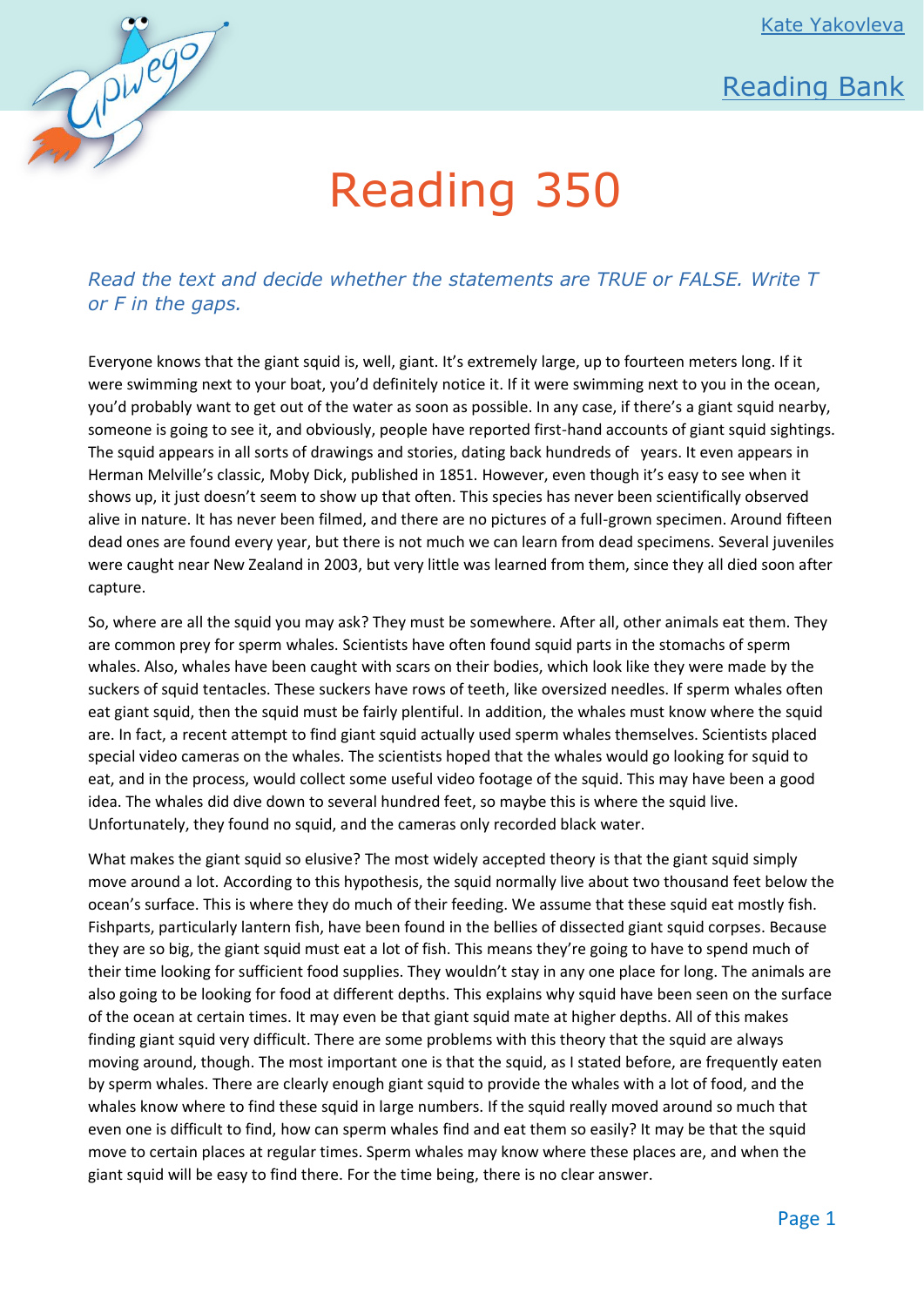Kate Yakovleva

Reading Bank

# Reading 350

*Read the text and decide whether the statements are TRUE or FALSE. Write T or F in the gaps.*

Everyone knows that the giant squid is, well, giant. It's extremely large, up to fourteen meters long. If it were swimming next to your boat, you'd definitely notice it. If it were swimming next to you in the ocean, you'd probably want to get out of the water as soon as possible. In any case, if there's a giant squid nearby, someone is going to see it, and obviously, people have reported first-hand accounts of giant squid sightings. The squid appears in all sorts of drawings and stories, dating back hundreds of years. It even appears in Herman Melville's classic, Moby Dick, published in 1851. However, even though it's easy to see when it shows up, it just doesn't seem to show up that often. This species has never been scientifically observed alive in nature. It has never been filmed, and there are no pictures of a full-grown specimen. Around fifteen dead ones are found every year, but there is not much we can learn from dead specimens. Several juveniles were caught near New Zealand in 2003, but very little was learned from them, since they all died soon after capture.

So, where are all the squid you may ask? They must be somewhere. After all, other animals eat them. They are common prey for sperm whales. Scientists have often found squid parts in the stomachs of sperm whales. Also, whales have been caught with scars on their bodies, which look like they were made by the suckers of squid tentacles. These suckers have rows of teeth, like oversized needles. If sperm whales often eat giant squid, then the squid must be fairly plentiful. In addition, the whales must know where the squid are. In fact, a recent attempt to find giant squid actually used sperm whales themselves. Scientists placed special video cameras on the whales. The scientists hoped that the whales would go looking for squid to eat, and in the process, would collect some useful video footage of the squid. This may have been a good idea. The whales did dive down to several hundred feet, so maybe this is where the squid live. Unfortunately, they found no squid, and the cameras only recorded black water.

What makes the giant squid so elusive? The most widely accepted theory is that the giant squid simply move around a lot. According to this hypothesis, the squid normally live about two thousand feet below the ocean's surface. This is where they do much of their feeding. We assume that these squid eat mostly fish. Fishparts, particularly lantern fish, have been found in the bellies of dissected giant squid corpses. Because they are so big, the giant squid must eat a lot of fish. This means they're going to have to spend much of their time looking for sufficient food supplies. They wouldn't stay in any one place for long. The animals are also going to be looking for food at different depths. This explains why squid have been seen on the surface of the ocean at certain times. It may even be that giant squid mate at higher depths. All of this makes finding giant squid very difficult. There are some problems with this theory that the squid are always moving around, though. The most important one is that the squid, as I stated before, are frequently eaten by sperm whales. There are clearly enough giant squid to provide the whales with a lot of food, and the whales know where to find these squid in large numbers. If the squid really moved around so much that even one is difficult to find, how can sperm whales find and eat them so easily? It may be that the squid move to certain places at regular times. Sperm whales may know where these places are, and when the giant squid will be easy to find there. For the time being, there is no clear answer.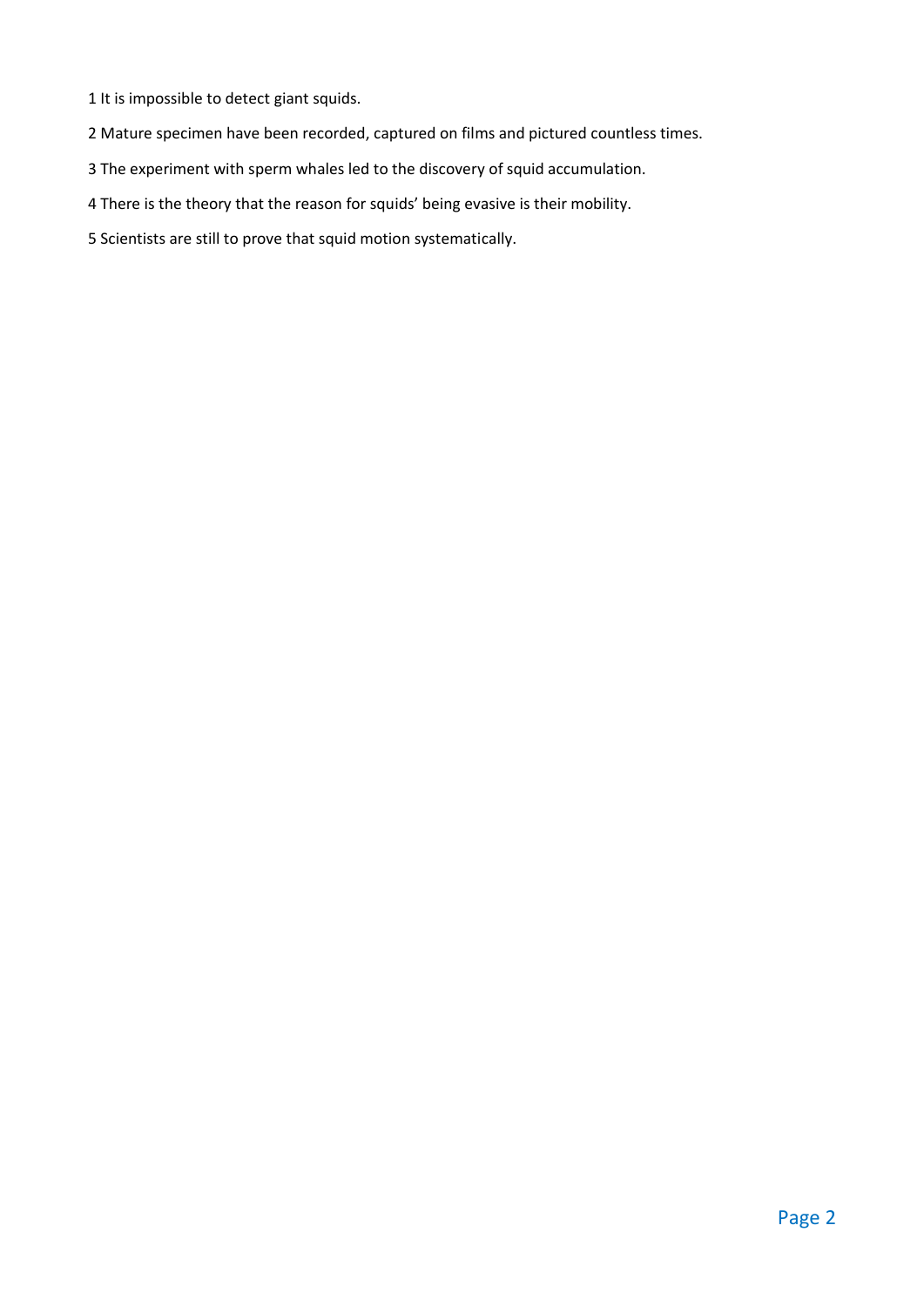1 It is impossible to detect giant squids.

2 Mature specimen have been recorded, captured on films and pictured countless times.

3 The experiment with sperm whales led to the discovery of squid accumulation.

4 There is the theory that the reason for squids' being evasive is their mobility.

5 Scientists are still to prove that squid motion systematically.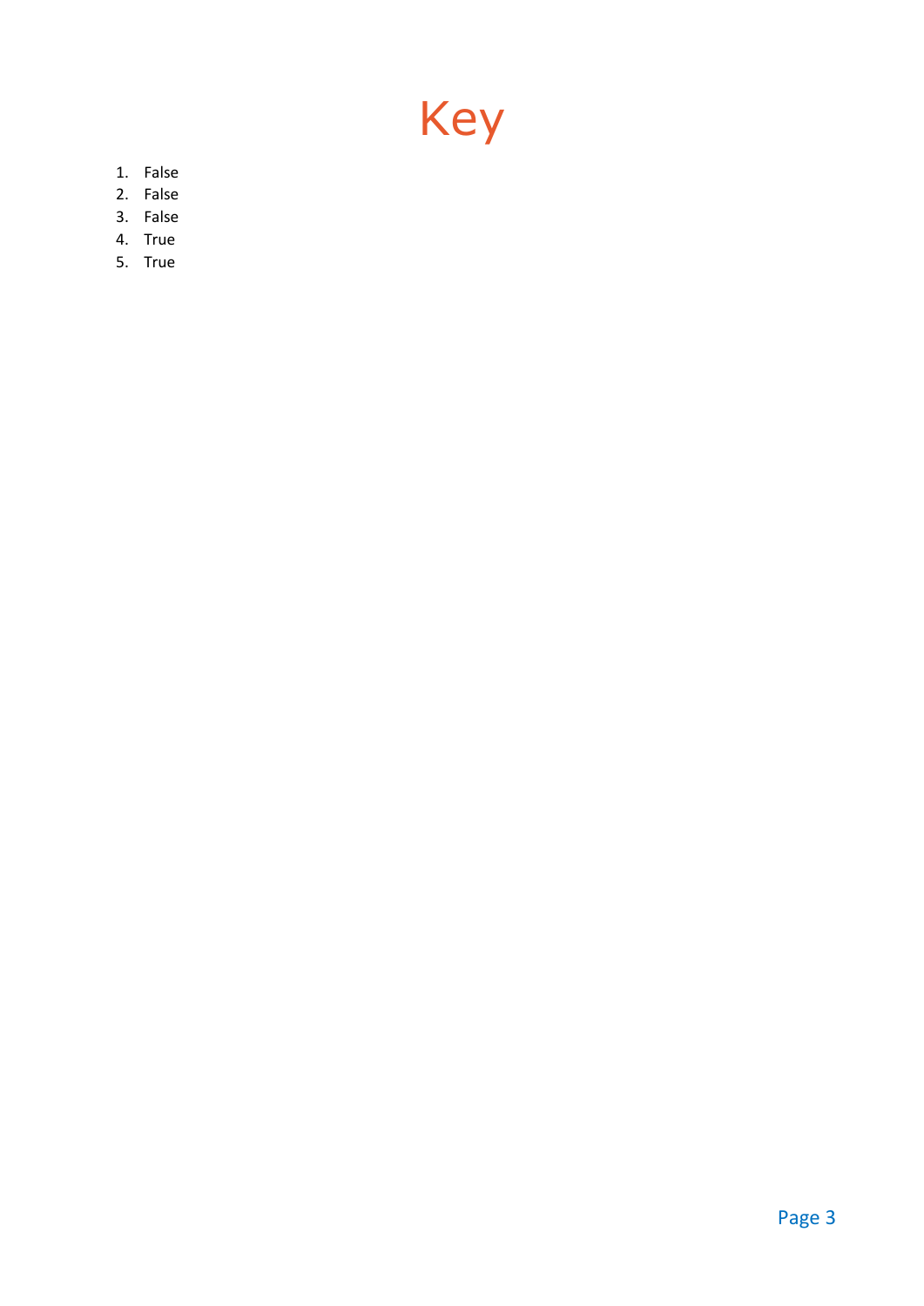# Key

1. False
2. False
3. False
4. True
5. True